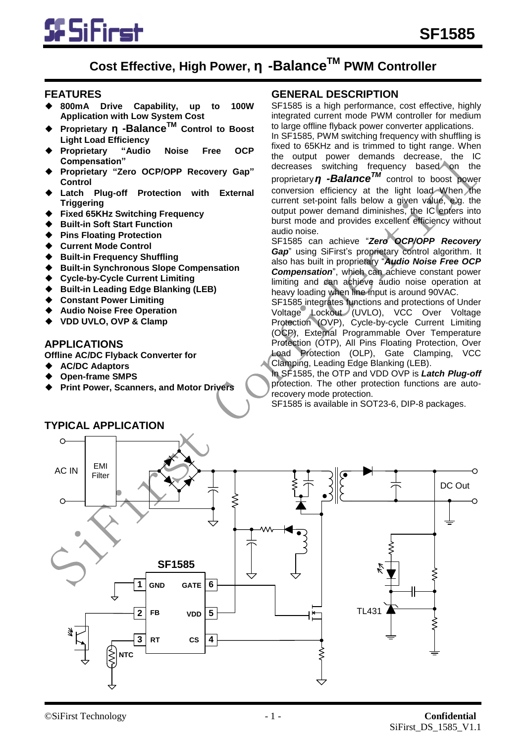# Cost Effective, High Power, η -Balance™ PWM Controller

## FEATURES

- **800mA Drive Capability, up to 100W Application with Low System Cost**
- **Proprietary η -Balance™ Control to Boost Light Load Efficiency**
- **Proprietary "Audio Noise Free OCP Compensation"**
- **Proprietary "Zero OCP/OPP Recovery Gap" Control**
- **Latch Plug-off Protection with External Triggering**
- **Fixed 65KHz Switching Frequency**
- **Built-in Soft Start Function**
- **Pins Floating Protection**
- **Current Mode Control**
- **Built-in Frequency Shuffling**
- **Built-in Synchronous Slope Compensation**
- **Cycle-by-Cycle Current Limiting**
- **Built-in Leading Edge Blanking (LEB)**
- **Constant Power Limiting**
- **Audio Noise Free Operation**
- **VDD UVLO, OVP & Clamp**

## APPLICATIONS

**Offline AC/DC Flyback Converter for**

- **AC/DC Adaptors**
- **Open-frame SMPS**
- **Print Power, Scanners, and Motor Drivers**

## GENERAL DESCRIPTION

SF1585 is a high performance, cost effective, highly integrated current mode PWM controller for medium to large offline flyback power converter applications.

In SF1585, PWM switching frequency with shuffling is fixed to 65KHz and is trimmed to tight range. When the output power demands decrease, the IC decreases switching frequency based on the proprietary ***η -Balance™*** control to boost power conversion efficiency at the light load. When the current set-point falls below a given value, e.g. the output power demand diminishes, the IC enters into burst mode and provides excellent efficiency without audio noise.

SF1585 can achieve "***Zero OCP/OPP Recovery Gap***" using SiFirst's proprietary control algorithm. It also has built in proprietary "***Audio Noise Free OCP Compensation***", which can achieve constant power limiting and can achieve audio noise operation at heavy loading when line input is around 90VAC.

SF1585 integrates functions and protections of Under Voltage Lockout (UVLO), VCC Over Voltage Protection (OVP), Cycle-by-cycle Current Limiting (OCP), External Programmable Over Temperature Protection (OTP), All Pins Floating Protection, Over Load Protection (OLP), Gate Clamping, VCC Clamping, Leading Edge Blanking (LEB).

In SF1585, the OTP and VDD OVP is ***Latch Plug-off*** protection. The other protection functions are auto-recovery mode protection.

SF1585 is available in SOT23-6, DIP-8 packages.

## TYPICAL APPLICATION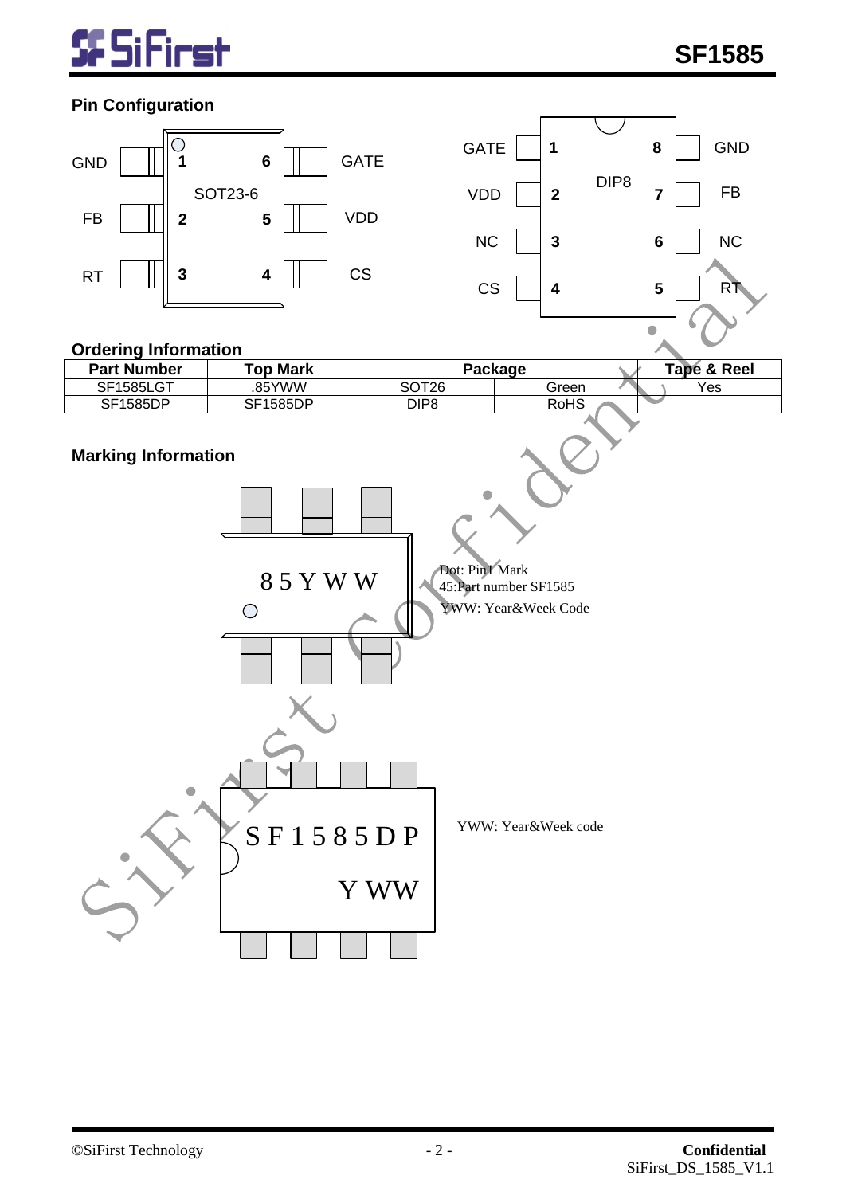## Pin Configuration

SOT23-6:

| Pin | Name | Pin | Name |
|---|---|---|---|
| 1 | GND | 6 | GATE |
| 2 | FB | 5 | VDD |
| 3 | RT | 4 | CS |

DIP8:

| Pin | Name | Pin | Name |
|---|---|---|---|
| 1 | GATE | 8 | GND |
| 2 | VDD | 7 | FB |
| 3 | NC | 6 | NC |
| 4 | CS | 5 | RT |

## Ordering Information

| Part Number | Top Mark | Package | | Tape & Reel |
|---|---|---|---|---|
| SF1585LGT | .85YWW | SOT26 | Green | Yes |
| SF1585DP | SF1585DP | DIP8 | RoHS | |

## Marking Information

85YWW

Dot: Pin1 Mark
45:Part number SF1585
YWW: Year&Week Code

SF1585DP
Y WW

YWW: Year&Week code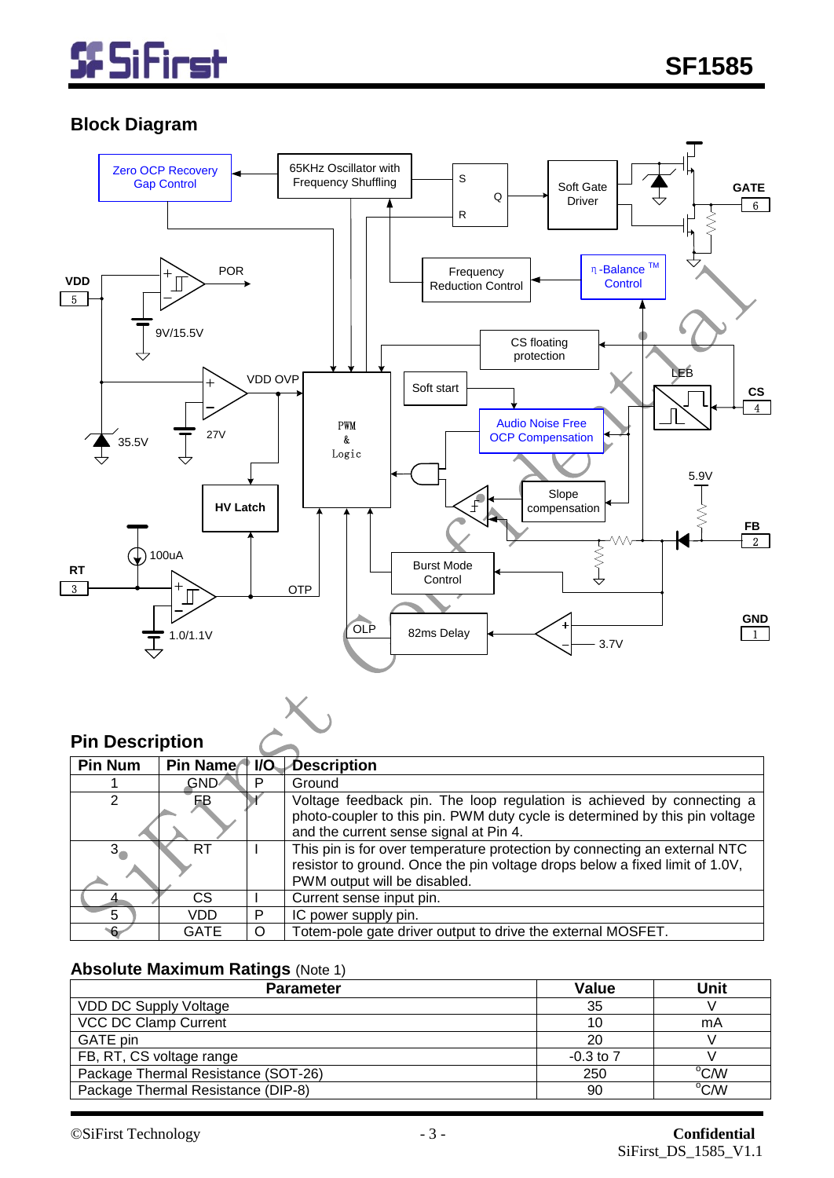## Block Diagram

## Pin Description

| Pin Num | Pin Name | I/O | Description |
|---|---|---|---|
| 1 | GND | P | Ground |
| 2 | FB | I | Voltage feedback pin. The loop regulation is achieved by connecting a photo-coupler to this pin. PWM duty cycle is determined by this pin voltage and the current sense signal at Pin 4. |
| 3 | RT | I | This pin is for over temperature protection by connecting an external NTC resistor to ground. Once the pin voltage drops below a fixed limit of 1.0V, PWM output will be disabled. |
| 4 | CS | I | Current sense input pin. |
| 5 | VDD | P | IC power supply pin. |
| 6 | GATE | O | Totem-pole gate driver output to drive the external MOSFET. |

## Absolute Maximum Ratings (Note 1)

| Parameter | Value | Unit |
|---|---|---|
| VDD DC Supply Voltage | 35 | V |
| VCC DC Clamp Current | 10 | mA |
| GATE pin | 20 | V |
| FB, RT, CS voltage range | -0.3 to 7 | V |
| Package Thermal Resistance (SOT-26) | 250 | °C/W |
| Package Thermal Resistance (DIP-8) | 90 | °C/W |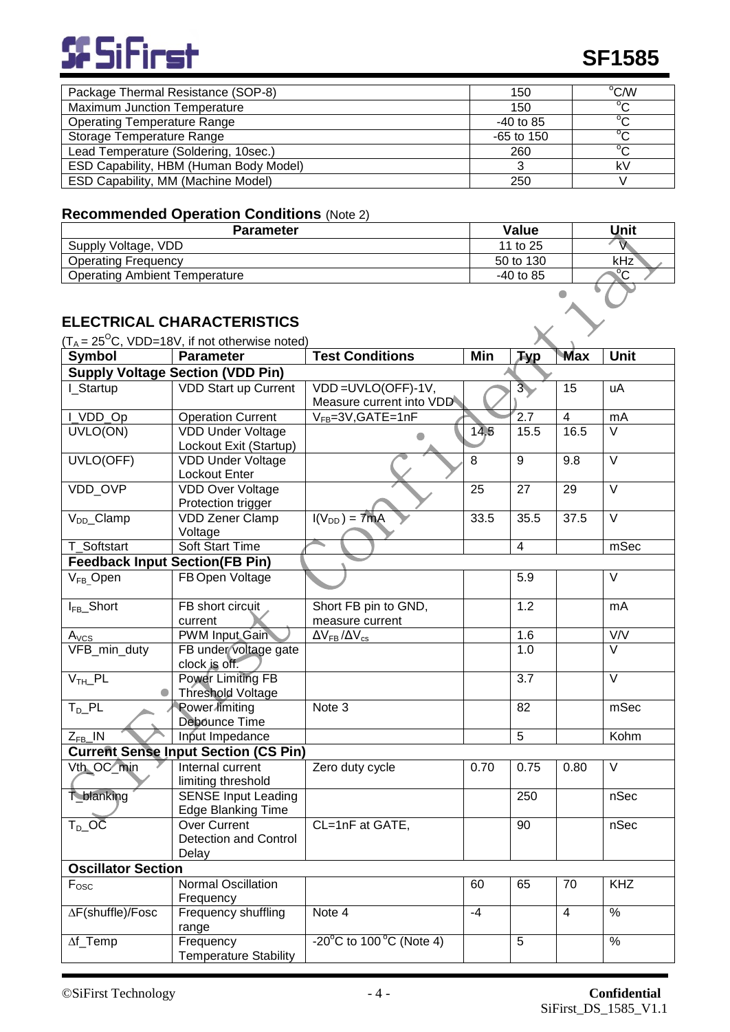| Package Thermal Resistance (SOP-8) | 150 | °C/W |
|---|---|---|
| Maximum Junction Temperature | 150 | °C |
| Operating Temperature Range | -40 to 85 | °C |
| Storage Temperature Range | -65 to 150 | °C |
| Lead Temperature (Soldering, 10sec.) | 260 | °C |
| ESD Capability, HBM (Human Body Model) | 3 | kV |
| ESD Capability, MM (Machine Model) | 250 | V |

## Recommended Operation Conditions (Note 2)

| Parameter | Value | Unit |
|---|---|---|
| Supply Voltage, VDD | 11 to 25 | V |
| Operating Frequency | 50 to 130 | kHz |
| Operating Ambient Temperature | -40 to 85 | °C |

## ELECTRICAL CHARACTERISTICS

($T_A = 25^{O}C$, VDD=18V, if not otherwise noted)

| Symbol | Parameter | Test Conditions | Min | Typ | Max | Unit |
|---|---|---|---|---|---|---|
| **Supply Voltage Section (VDD Pin)** | | | | | | |
| I_Startup | VDD Start up Current | VDD =UVLO(OFF)-1V, Measure current into VDD | | 3 | 15 | uA |
| I_VDD_Op | Operation Current | $V_{FB}$=3V,GATE=1nF | | 2.7 | 4 | mA |
| UVLO(ON) | VDD Under Voltage Lockout Exit (Startup) | | 14.5 | 15.5 | 16.5 | V |
| UVLO(OFF) | VDD Under Voltage Lockout Enter | | 8 | 9 | 9.8 | V |
| VDD_OVP | VDD Over Voltage Protection trigger | | 25 | 27 | 29 | V |
| $V_{DD}$_Clamp | VDD Zener Clamp Voltage | $I(V_{DD})$ = 7mA | 33.5 | 35.5 | 37.5 | V |
| T_Softstart | Soft Start Time | | | 4 | | mSec |
| **Feedback Input Section(FB Pin)** | | | | | | |
| $V_{FB}$_Open | FB Open Voltage | | | 5.9 | | V |
| $I_{FB}$_Short | FB short circuit current | Short FB pin to GND, measure current | | 1.2 | | mA |
| $A_{VCS}$ | PWM Input Gain | $\Delta V_{FB}/\Delta V_{cs}$ | | 1.6 | | V/V |
| VFB_min_duty | FB under voltage gate clock is off. | | | 1.0 | | V |
| $V_{TH}$_PL | Power Limiting FB Threshold Voltage | | | 3.7 | | V |
| $T_D$_PL | Power limiting Debounce Time | Note 3 | | 82 | | mSec |
| $Z_{FB}$_IN | Input Impedance | | | 5 | | Kohm |
| **Current Sense Input Section (CS Pin)** | | | | | | |
| Vth_OC_min | Internal current limiting threshold | Zero duty cycle | 0.70 | 0.75 | 0.80 | V |
| T_blanking | SENSE Input Leading Edge Blanking Time | | | 250 | | nSec |
| $T_D$_OC | Over Current Detection and Control Delay | CL=1nF at GATE, | | 90 | | nSec |
| **Oscillator Section** | | | | | | |
| $F_{OSC}$ | Normal Oscillation Frequency | | 60 | 65 | 70 | KHZ |
| ∆F(shuffle)/Fosc | Frequency shuffling range | Note 4 | -4 | | 4 | % |
| ∆f_Temp | Frequency Temperature Stability | -20°C to 100°C (Note 4) | | 5 | | % |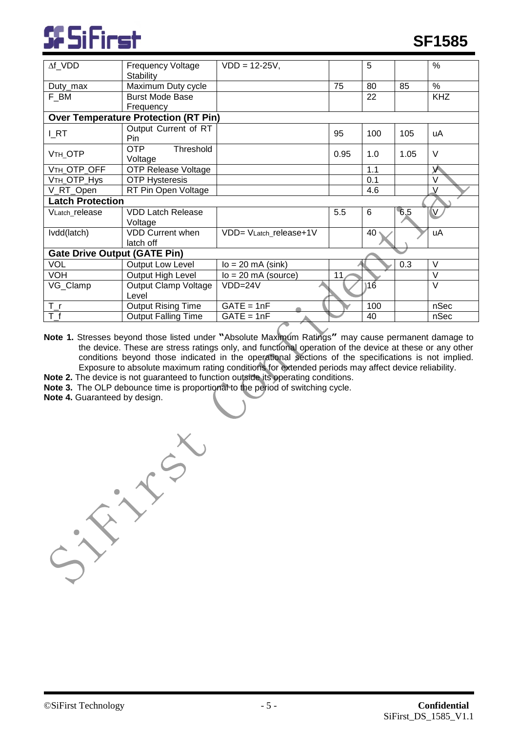| Symbol | Parameter | Test Conditions | Min | Typ | Max | Unit |
|---|---|---|---|---|---|---|
| Δf_VDD | Frequency Voltage Stability | VDD = 12-25V, | | 5 | | % |
| Duty_max | Maximum Duty cycle | | 75 | 80 | 85 | % |
| F_BM | Burst Mode Base Frequency | | | 22 | | KHZ |
| **Over Temperature Protection (RT Pin)** | | | | | | |
| I_RT | Output Current of RT Pin | | 95 | 100 | 105 | uA |
| $V_{TH}$_OTP | OTP Threshold Voltage | | 0.95 | 1.0 | 1.05 | V |
| $V_{TH}$_OTP_OFF | OTP Release Voltage | | | 1.1 | | V |
| $V_{TH}$_OTP_Hys | OTP Hysteresis | | | 0.1 | | V |
| V_RT_Open | RT Pin Open Voltage | | | 4.6 | | V |
| **Latch Protection** | | | | | | |
| $V_{Latch\_release}$ | VDD Latch Release Voltage | | 5.5 | 6 | 6.5 | V |
| Ivdd(latch) | VDD Current when latch off | VDD= $V_{Latch\_release}$+1V | | 40 | | uA |
| **Gate Drive Output (GATE Pin)** | | | | | | |
| VOL | Output Low Level | Io = 20 mA (sink) | | | 0.3 | V |
| VOH | Output High Level | Io = 20 mA (source) | 11 | | | V |
| VG_Clamp | Output Clamp Voltage Level | VDD=24V | | 16 | | V |
| T_r | Output Rising Time | GATE = 1nF | | 100 | | nSec |
| T_f | Output Falling Time | GATE = 1nF | | 40 | | nSec |

**Note 1.** Stresses beyond those listed under "Absolute Maximum Ratings" may cause permanent damage to the device. These are stress ratings only, and functional operation of the device at these or any other conditions beyond those indicated in the operational sections of the specifications is not implied. Exposure to absolute maximum rating conditions for extended periods may affect device reliability.

**Note 2.** The device is not guaranteed to function outside its operating conditions.

**Note 3.** The OLP debounce time is proportional to the period of switching cycle.

**Note 4.** Guaranteed by design.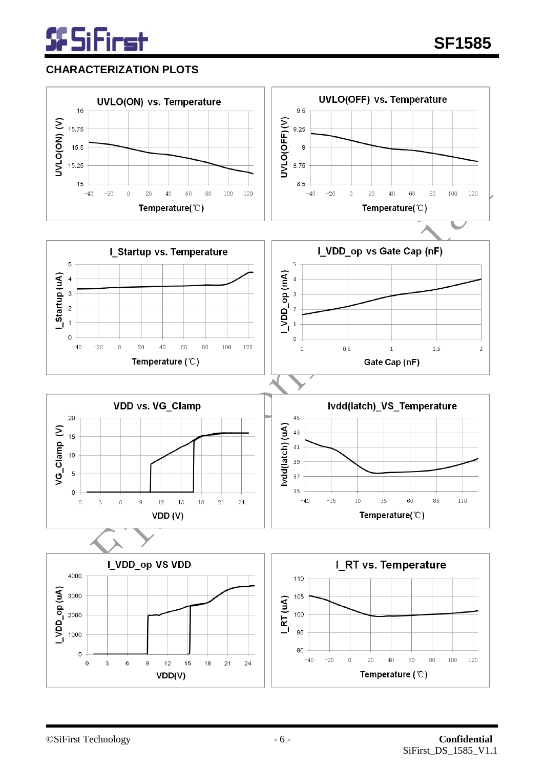## CHARACTERIZATION PLOTS

UVLO(ON) vs. Temperature

UVLO(ON) (V)

16, 15.75, 15.5, 15.25, 15

-40, -20, 0, 20, 40, 60, 80, 100, 120

Temperature(℃)

UVLO(OFF) vs. Temperature

UVLO(OFF) (V)

9.5, 9.25, 9, 8.75, 8.5

-40, -20, 0, 20, 40, 60, 80, 100, 120

Temperature(℃)

I_Startup vs. Temperature

I_Startup (uA)

5, 4, 3, 2, 1, 0

-40, -20, 0, 20, 40, 60, 80, 100, 120

Temperature (℃)

I_VDD_op vs Gate Cap (nF)

I_VDD_op (mA)

5, 4, 3, 2, 1, 0

0, 0.5, 1, 1.5, 2

Gate Cap (nF)

VDD vs. VG_Clamp

VG_Clamp (V)

20, 15, 10, 5, 0

0, 3, 6, 9, 12, 15, 18, 21, 24

VDD (V)

Ivdd(latch)_VS_Temperature

Ivdd(latch) (uA)

45, 43, 41, 39, 37, 35

-40, -15, 10, 35, 60, 85, 110

Temperature(℃)

I_VDD_op VS VDD

I_VDD_op (uA)

4000, 3000, 2000, 1000, 0

0, 3, 6, 9, 12, 15, 18, 21, 24

VDD(V)

I_RT vs. Temperature

I_RT (uA)

110, 105, 100, 95, 90

-40, -20, 0, 20, 40, 60, 80, 100, 120

Temperature (℃)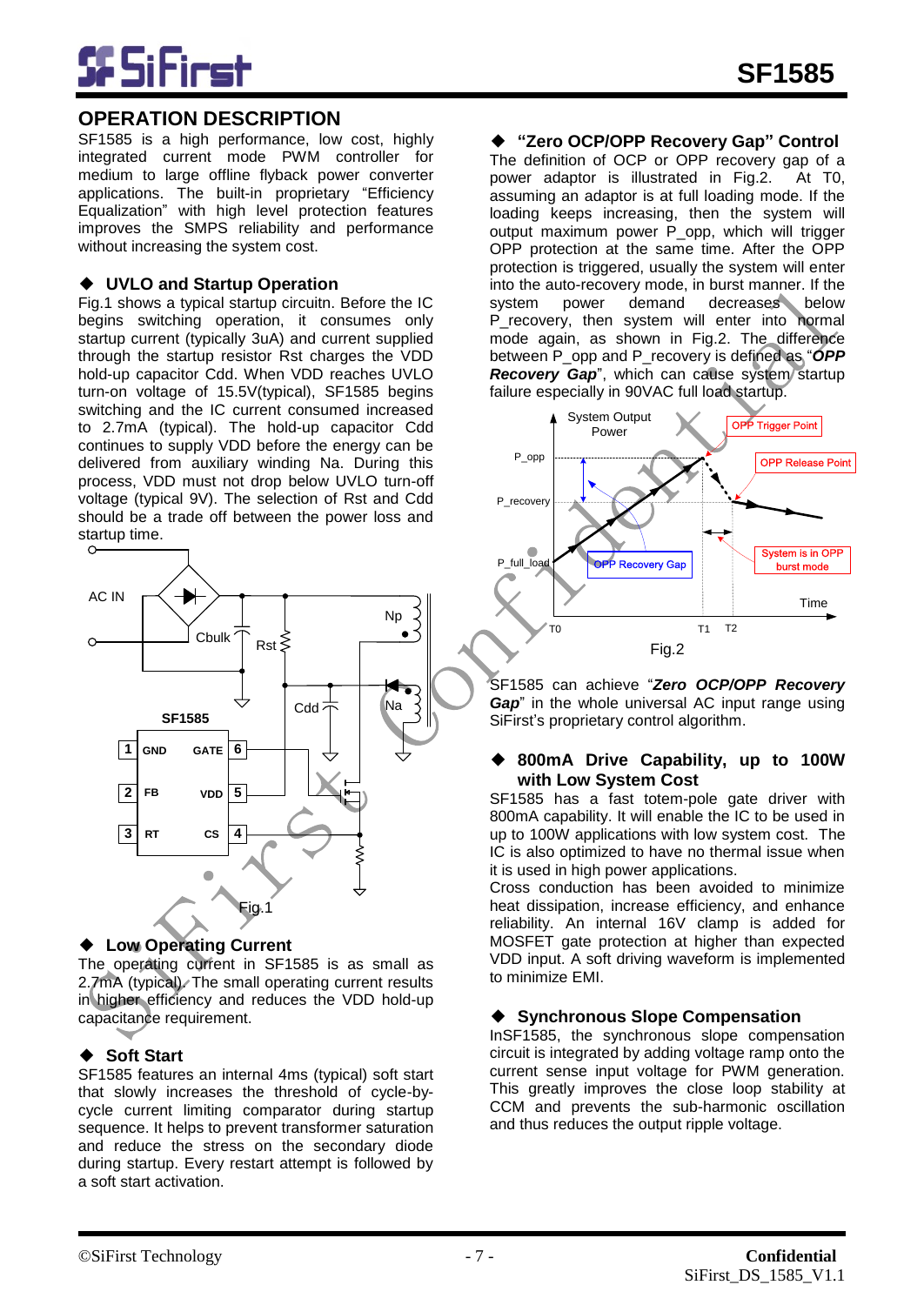## OPERATION DESCRIPTION

SF1585 is a high performance, low cost, highly integrated current mode PWM controller for medium to large offline flyback power converter applications. The built-in proprietary "Efficiency Equalization" with high level protection features improves the SMPS reliability and performance without increasing the system cost.

### ◆ UVLO and Startup Operation

Fig.1 shows a typical startup circuitn. Before the IC begins switching operation, it consumes only startup current (typically 3uA) and current supplied through the startup resistor Rst charges the VDD hold-up capacitor Cdd. When VDD reaches UVLO turn-on voltage of 15.5V(typical), SF1585 begins switching and the IC current consumed increased to 2.7mA (typical). The hold-up capacitor Cdd continues to supply VDD before the energy can be delivered from auxiliary winding Na. During this process, VDD must not drop below UVLO turn-off voltage (typical 9V). The selection of Rst and Cdd should be a trade off between the power loss and startup time.

Fig.1

### ◆ Low Operating Current

The operating current in SF1585 is as small as 2.7mA (typical). The small operating current results in higher efficiency and reduces the VDD hold-up capacitance requirement.

### ◆ Soft Start

SF1585 features an internal 4ms (typical) soft start that slowly increases the threshold of cycle-by-cycle current limiting comparator during startup sequence. It helps to prevent transformer saturation and reduce the stress on the secondary diode during startup. Every restart attempt is followed by a soft start activation.

### ◆ "Zero OCP/OPP Recovery Gap" Control

The definition of OCP or OPP recovery gap of a power adaptor is illustrated in Fig.2. At T0, assuming an adaptor is at full loading mode. If the loading keeps increasing, then the system will output maximum power P_opp, which will trigger OPP protection at the same time. After the OPP protection is triggered, usually the system will enter into the auto-recovery mode, in burst manner. If the system power demand decreases below P_recovery, then system will enter into normal mode again, as shown in Fig.2. The difference between P_opp and P_recovery is defined as "***OPP Recovery Gap***", which can cause system startup failure especially in 90VAC full load startup.

Fig.2

SF1585 can achieve "***Zero OCP/OPP Recovery Gap***" in the whole universal AC input range using SiFirst's proprietary control algorithm.

### ◆ 800mA Drive Capability, up to 100W with Low System Cost

SF1585 has a fast totem-pole gate driver with 800mA capability. It will enable the IC to be used in up to 100W applications with low system cost. The IC is also optimized to have no thermal issue when it is used in high power applications.

Cross conduction has been avoided to minimize heat dissipation, increase efficiency, and enhance reliability. An internal 16V clamp is added for MOSFET gate protection at higher than expected VDD input. A soft driving waveform is implemented to minimize EMI.

### ◆ Synchronous Slope Compensation

InSF1585, the synchronous slope compensation circuit is integrated by adding voltage ramp onto the current sense input voltage for PWM generation. This greatly improves the close loop stability at CCM and prevents the sub-harmonic oscillation and thus reduces the output ripple voltage.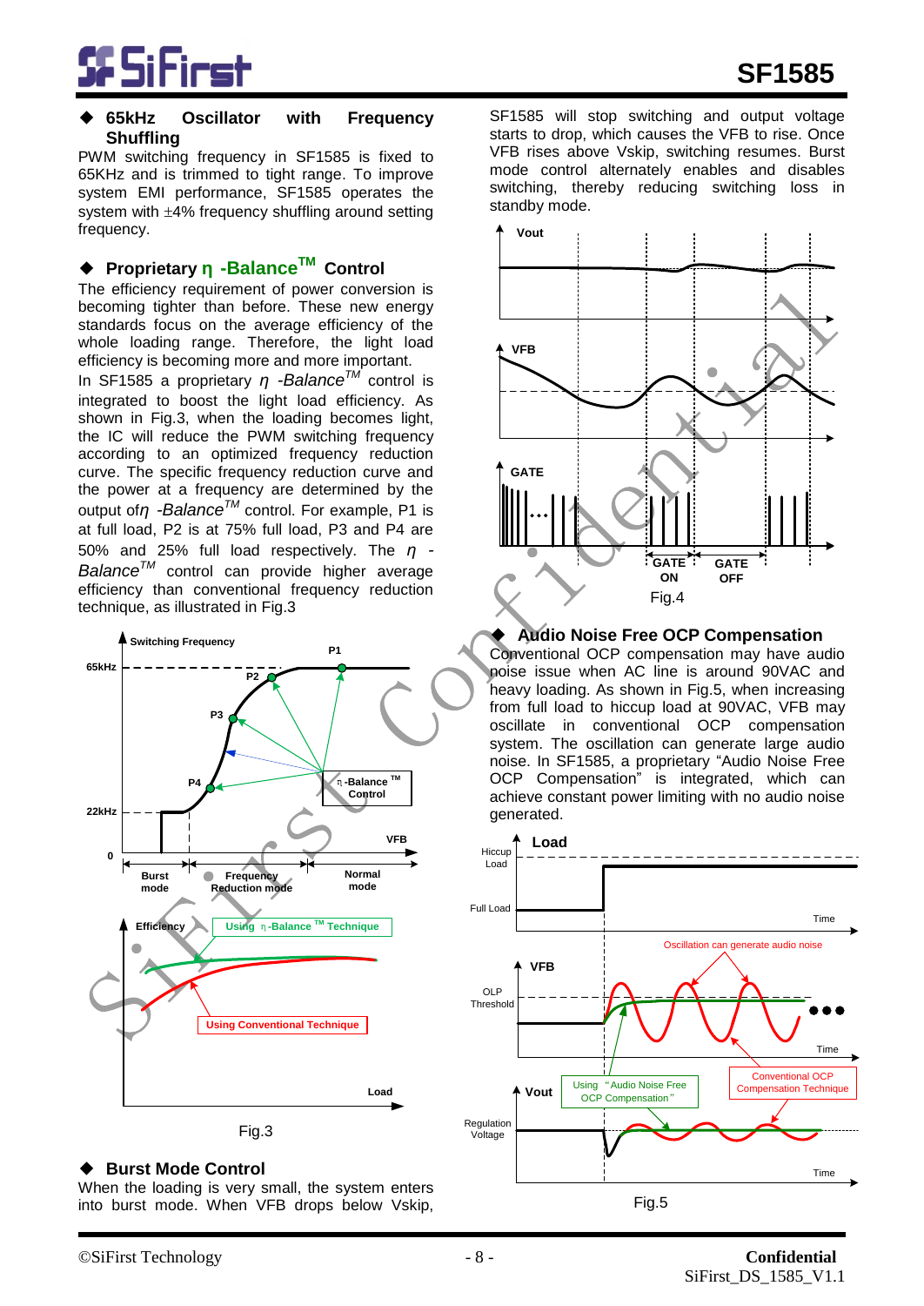### ◆ 65kHz Oscillator with Frequency Shuffling

PWM switching frequency in SF1585 is fixed to 65KHz and is trimmed to tight range. To improve system EMI performance, SF1585 operates the system with ±4% frequency shuffling around setting frequency.

### ◆ Proprietary η -Balance™ Control

The efficiency requirement of power conversion is becoming tighter than before. These new energy standards focus on the average efficiency of the whole loading range. Therefore, the light load efficiency is becoming more and more important.

In SF1585 a proprietary *η -Balance™* control is integrated to boost the light load efficiency. As shown in Fig.3, when the loading becomes light, the IC will reduce the PWM switching frequency according to an optimized frequency reduction curve. The specific frequency reduction curve and the power at a frequency are determined by the output of *η -Balance™* control. For example, P1 is at full load, P2 is at 75% full load, P3 and P4 are 50% and 25% full load respectively. The *η -Balance™* control can provide higher average efficiency than conventional frequency reduction technique, as illustrated in Fig.3

Fig.3

### ◆ Burst Mode Control

When the loading is very small, the system enters into burst mode. When VFB drops below Vskip, SF1585 will stop switching and output voltage starts to drop, which causes the VFB to rise. Once VFB rises above Vskip, switching resumes. Burst mode control alternately enables and disables switching, thereby reducing switching loss in standby mode.

Fig.4

### ◆ Audio Noise Free OCP Compensation

Conventional OCP compensation may have audio noise issue when AC line is around 90VAC and heavy loading. As shown in Fig.5, when increasing from full load to hiccup load at 90VAC, VFB may oscillate in conventional OCP compensation system. The oscillation can generate large audio noise. In SF1585, a proprietary "Audio Noise Free OCP Compensation" is integrated, which can achieve constant power limiting with no audio noise generated.

Fig.5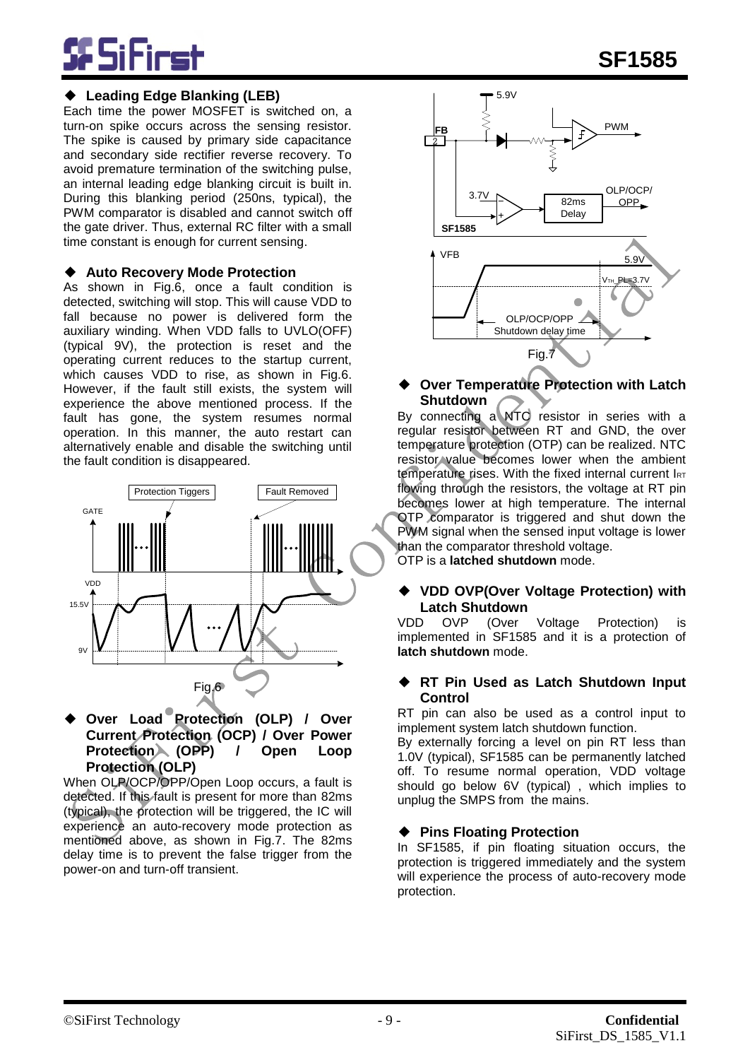### ◆ Leading Edge Blanking (LEB)

Each time the power MOSFET is switched on, a turn-on spike occurs across the sensing resistor. The spike is caused by primary side capacitance and secondary side rectifier reverse recovery. To avoid premature termination of the switching pulse, an internal leading edge blanking circuit is built in. During this blanking period (250ns, typical), the PWM comparator is disabled and cannot switch off the gate driver. Thus, external RC filter with a small time constant is enough for current sensing.

### ◆ Auto Recovery Mode Protection

As shown in Fig.6, once a fault condition is detected, switching will stop. This will cause VDD to fall because no power is delivered form the auxiliary winding. When VDD falls to UVLO(OFF) (typical 9V), the protection is reset and the operating current reduces to the startup current, which causes VDD to rise, as shown in Fig.6. However, if the fault still exists, the system will experience the above mentioned process. If the fault has gone, the system resumes normal operation. In this manner, the auto restart can alternatively enable and disable the switching until the fault condition is disappeared.

Fig.6

### ◆ Over Load Protection (OLP) / Over Current Protection (OCP) / Over Power Protection (OPP) / Open Loop Protection (OLP)

When OLP/OCP/OPP/Open Loop occurs, a fault is detected. If this fault is present for more than 82ms (typical), the protection will be triggered, the IC will experience an auto-recovery mode protection as mentioned above, as shown in Fig.7. The 82ms delay time is to prevent the false trigger from the power-on and turn-off transient.

Fig.7

### ◆ Over Temperature Protection with Latch Shutdown

By connecting a NTC resistor in series with a regular resistor between RT and GND, the over temperature protection (OTP) can be realized. NTC resistor value becomes lower when the ambient temperature rises. With the fixed internal current $I_{RT}$ flowing through the resistors, the voltage at RT pin becomes lower at high temperature. The internal OTP comparator is triggered and shut down the PWM signal when the sensed input voltage is lower than the comparator threshold voltage.

OTP is a **latched shutdown** mode.

### ◆ VDD OVP(Over Voltage Protection) with Latch Shutdown

VDD OVP (Over Voltage Protection) is implemented in SF1585 and it is a protection of **latch shutdown** mode.

### ◆ RT Pin Used as Latch Shutdown Input Control

RT pin can also be used as a control input to implement system latch shutdown function.

By externally forcing a level on pin RT less than 1.0V (typical), SF1585 can be permanently latched off. To resume normal operation, VDD voltage should go below 6V (typical) , which implies to unplug the SMPS from the mains.

### ◆ Pins Floating Protection

In SF1585, if pin floating situation occurs, the protection is triggered immediately and the system will experience the process of auto-recovery mode protection.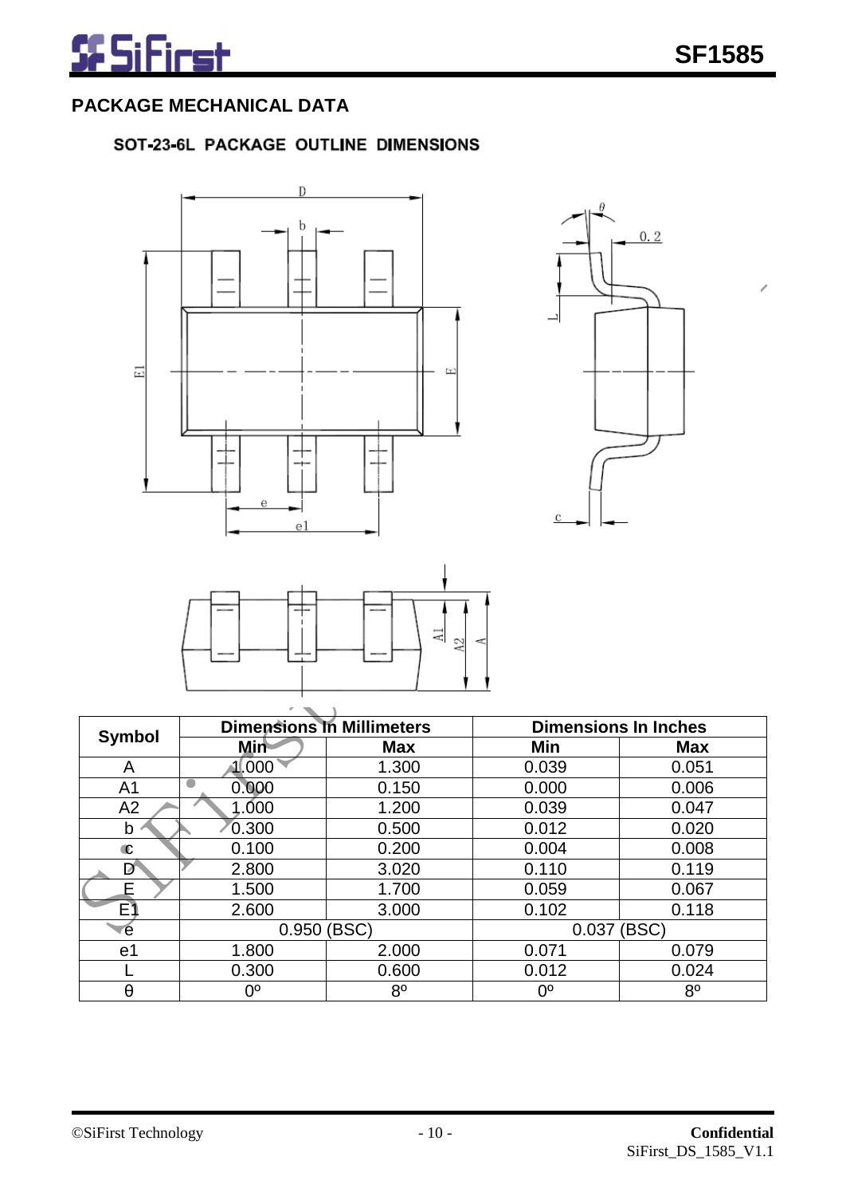## PACKAGE MECHANICAL DATA

### SOT-23-6L PACKAGE OUTLINE DIMENSIONS

| Symbol | Dimensions In Millimeters | | Dimensions In Inches | |
|---|---|---|---|---|
| | Min | Max | Min | Max |
| A | 1.000 | 1.300 | 0.039 | 0.051 |
| A1 | 0.000 | 0.150 | 0.000 | 0.006 |
| A2 | 1.000 | 1.200 | 0.039 | 0.047 |
| b | 0.300 | 0.500 | 0.012 | 0.020 |
| c | 0.100 | 0.200 | 0.004 | 0.008 |
| D | 2.800 | 3.020 | 0.110 | 0.119 |
| E | 1.500 | 1.700 | 0.059 | 0.067 |
| E1 | 2.600 | 3.000 | 0.102 | 0.118 |
| e | 0.950 (BSC) | | 0.037 (BSC) | |
| e1 | 1.800 | 2.000 | 0.071 | 0.079 |
| L | 0.300 | 0.600 | 0.012 | 0.024 |
| θ | 0º | 8º | 0º | 8º |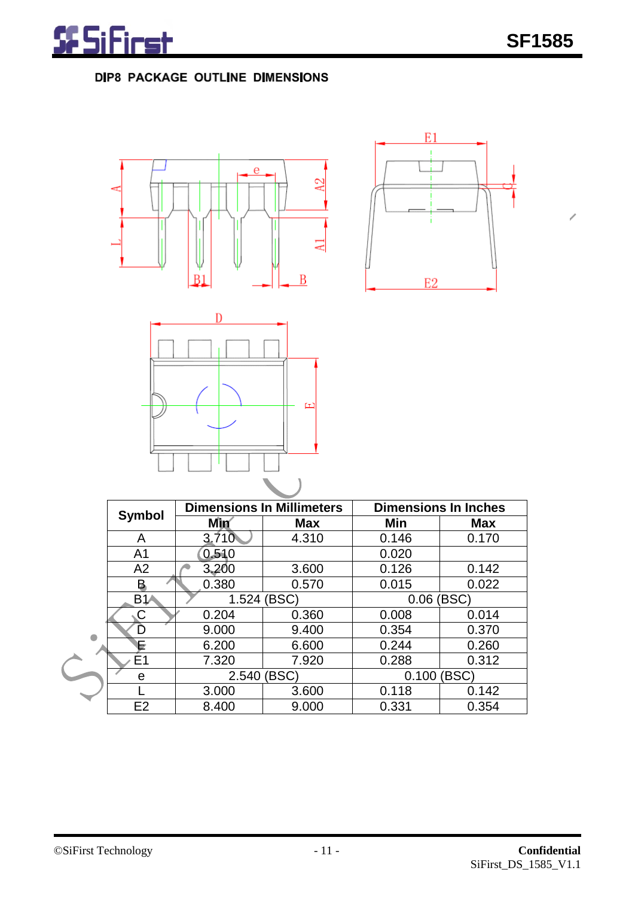**DIP8 PACKAGE OUTLINE DIMENSIONS**

| Symbol | Dimensions In Millimeters | | Dimensions In Inches | |
|---|---|---|---|---|
| | Min | Max | Min | Max |
| A | 3.710 | 4.310 | 0.146 | 0.170 |
| A1 | 0.510 | | 0.020 | |
| A2 | 3.200 | 3.600 | 0.126 | 0.142 |
| B | 0.380 | 0.570 | 0.015 | 0.022 |
| B1 | 1.524 (BSC) | | 0.06 (BSC) | |
| C | 0.204 | 0.360 | 0.008 | 0.014 |
| D | 9.000 | 9.400 | 0.354 | 0.370 |
| E | 6.200 | 6.600 | 0.244 | 0.260 |
| E1 | 7.320 | 7.920 | 0.288 | 0.312 |
| e | 2.540 (BSC) | | 0.100 (BSC) | |
| L | 3.000 | 3.600 | 0.118 | 0.142 |
| E2 | 8.400 | 9.000 | 0.331 | 0.354 |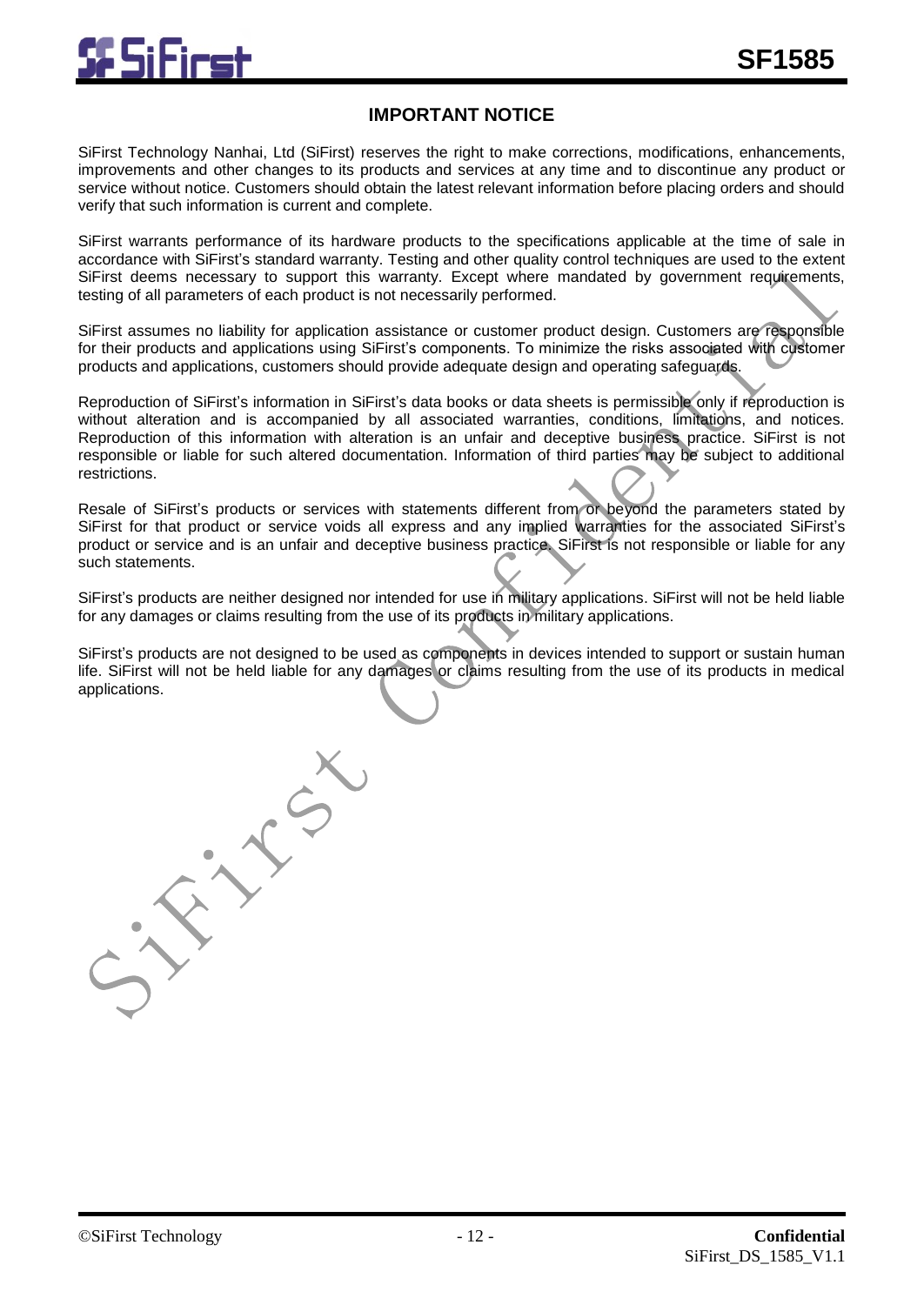## IMPORTANT NOTICE

SiFirst Technology Nanhai, Ltd (SiFirst) reserves the right to make corrections, modifications, enhancements, improvements and other changes to its products and services at any time and to discontinue any product or service without notice. Customers should obtain the latest relevant information before placing orders and should verify that such information is current and complete.

SiFirst warrants performance of its hardware products to the specifications applicable at the time of sale in accordance with SiFirst's standard warranty. Testing and other quality control techniques are used to the extent SiFirst deems necessary to support this warranty. Except where mandated by government requirements, testing of all parameters of each product is not necessarily performed.

SiFirst assumes no liability for application assistance or customer product design. Customers are responsible for their products and applications using SiFirst's components. To minimize the risks associated with customer products and applications, customers should provide adequate design and operating safeguards.

Reproduction of SiFirst's information in SiFirst's data books or data sheets is permissible only if reproduction is without alteration and is accompanied by all associated warranties, conditions, limitations, and notices. Reproduction of this information with alteration is an unfair and deceptive business practice. SiFirst is not responsible or liable for such altered documentation. Information of third parties may be subject to additional restrictions.

Resale of SiFirst's products or services with statements different from or beyond the parameters stated by SiFirst for that product or service voids all express and any implied warranties for the associated SiFirst's product or service and is an unfair and deceptive business practice. SiFirst is not responsible or liable for any such statements.

SiFirst's products are neither designed nor intended for use in military applications. SiFirst will not be held liable for any damages or claims resulting from the use of its products in military applications.

SiFirst's products are not designed to be used as components in devices intended to support or sustain human life. SiFirst will not be held liable for any damages or claims resulting from the use of its products in medical applications.